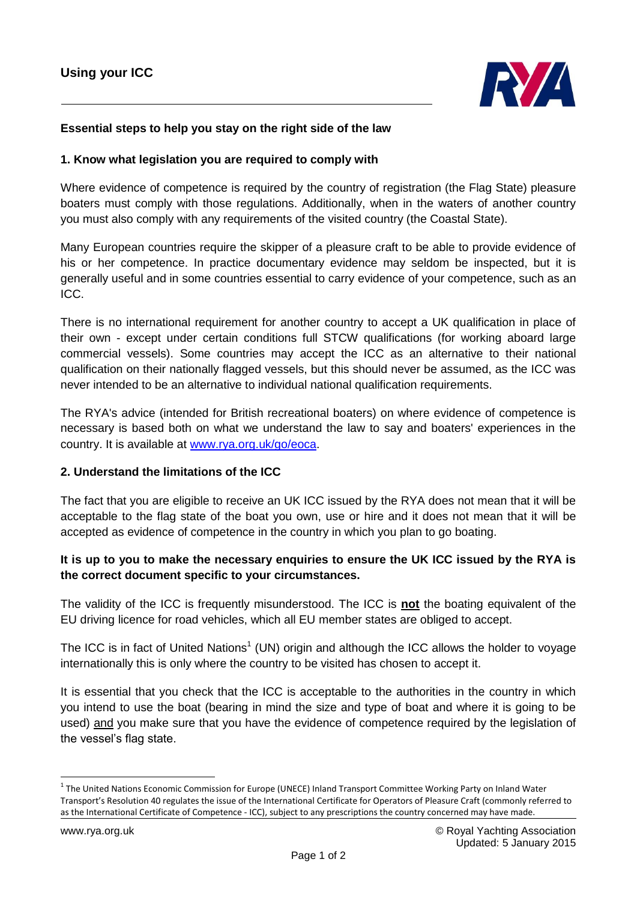# Using your ICC

## Essential steps to help you stay on the right side of the law

### 1. Know what legislation you are required to comply with

Where evidence of competence is required by the country of registration (the Flag State) pleasure boaters must comply with those regulations. Additionally, when in the waters of another country you must also comply with any requirements of the visited country (the Coastal State).

Many European countries require the skipper of a pleasure craft to be able to provide evidence of his or her competence. In practice documentary evidence may seldom be inspected, but it is generally useful and in some countries essential to carry evidence of your competence, such as an ICC.

There is no international requirement for another country to accept a UK qualification in place of their own - except under certain conditions full STCW qualifications (for working aboard large commercial vessels). Some countries may accept the ICC as an alternative to their national qualification on their nationally flagged vessels, but this should never be assumed, as the ICC was never intended to be an alternative to individual national qualification requirements.

The RYA's advice (intended for British recreational boaters) on where evidence of competence is necessary is based both on what we understand the law to say and boaters' experiences in the country. It is available at www.rya.org.uk/go/eoca.

### 2. Understand the limitations of the ICC

The fact that you are eligible to receive an UK ICC issued by the RYA does not mean that it will be acceptable to the flag state of the boat you own, use or hire and it does not mean that it will be accepted as evidence of competence in the country in which you plan to go boating.

**It is up to you to make the necessary enquiries to ensure the UK ICC issued by the RYA is the correct document specific to your circumstances.**

The validity of the ICC is frequently misunderstood. The ICC is **not** the boating equivalent of the EU driving licence for road vehicles, which all EU member states are obliged to accept.

The ICC is in fact of United Nations[1] (UN) origin and although the ICC allows the holder to voyage internationally this is only where the country to be visited has chosen to accept it.

It is essential that you check that the ICC is acceptable to the authorities in the country in which you intend to use the boat (bearing in mind the size and type of boat and where it is going to be used) and you make sure that you have the evidence of competence required by the legislation of the vessel's flag state.

---

[1] The United Nations Economic Commission for Europe (UNECE) Inland Transport Committee Working Party on Inland Water Transport's Resolution 40 regulates the issue of the International Certificate for Operators of Pleasure Craft (commonly referred to as the International Certificate of Competence - ICC), subject to any prescriptions the country concerned may have made.

www.rya.org.uk

© Royal Yachting Association
Updated: 5 January 2015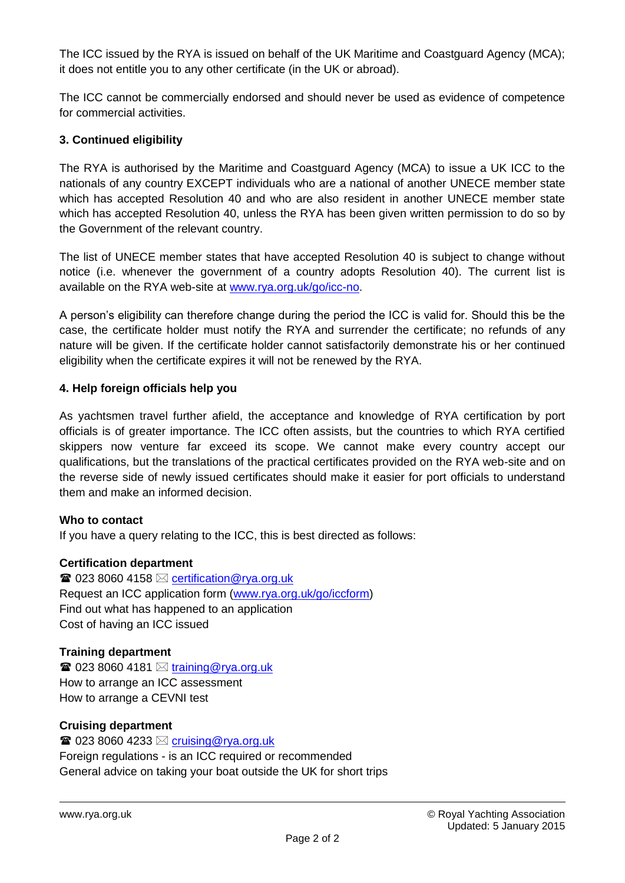The ICC issued by the RYA is issued on behalf of the UK Maritime and Coastguard Agency (MCA); it does not entitle you to any other certificate (in the UK or abroad).

The ICC cannot be commercially endorsed and should never be used as evidence of competence for commercial activities.

### 3. Continued eligibility

The RYA is authorised by the Maritime and Coastguard Agency (MCA) to issue a UK ICC to the nationals of any country EXCEPT individuals who are a national of another UNECE member state which has accepted Resolution 40 and who are also resident in another UNECE member state which has accepted Resolution 40, unless the RYA has been given written permission to do so by the Government of the relevant country.

The list of UNECE member states that have accepted Resolution 40 is subject to change without notice (i.e. whenever the government of a country adopts Resolution 40). The current list is available on the RYA web-site at www.rya.org.uk/go/icc-no.

A person's eligibility can therefore change during the period the ICC is valid for. Should this be the case, the certificate holder must notify the RYA and surrender the certificate; no refunds of any nature will be given. If the certificate holder cannot satisfactorily demonstrate his or her continued eligibility when the certificate expires it will not be renewed by the RYA.

### 4. Help foreign officials help you

As yachtsmen travel further afield, the acceptance and knowledge of RYA certification by port officials is of greater importance. The ICC often assists, but the countries to which RYA certified skippers now venture far exceed its scope. We cannot make every country accept our qualifications, but the translations of the practical certificates provided on the RYA web-site and on the reverse side of newly issued certificates should make it easier for port officials to understand them and make an informed decision.

**Who to contact**

If you have a query relating to the ICC, this is best directed as follows:

**Certification department**

☎ 023 8060 4158 ✉ certification@rya.org.uk
Request an ICC application form (www.rya.org.uk/go/iccform)
Find out what has happened to an application
Cost of having an ICC issued

**Training department**

☎ 023 8060 4181 ✉ training@rya.org.uk
How to arrange an ICC assessment
How to arrange a CEVNI test

**Cruising department**

☎ 023 8060 4233 ✉ cruising@rya.org.uk
Foreign regulations - is an ICC required or recommended
General advice on taking your boat outside the UK for short trips

www.rya.org.uk © Royal Yachting Association
Updated: 5 January 2015